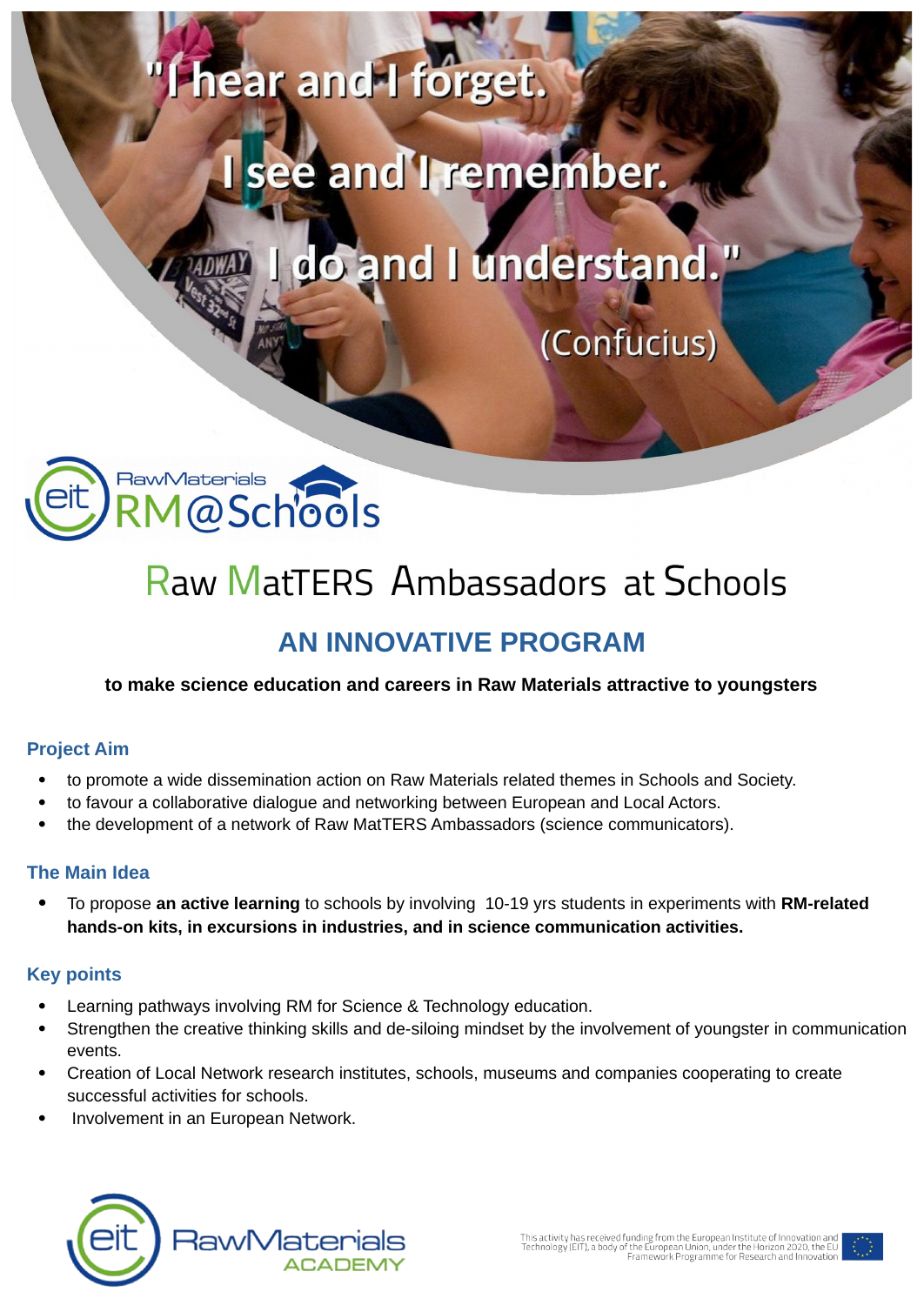"I hear and I forget.

I see and I remember.

I do and I understand."

(Confucius)

RawMaterials RM@Schools

# Raw MatTERS Ambassadors at Schools

## AN INNOVATIVE PROGRAM

**to make science education and careers in Raw Materials attractive to youngsters**

### Project Aim

- to promote a wide dissemination action on Raw Materials related themes in Schools and Society.
- to favour a collaborative dialogue and networking between European and Local Actors.
- the development of a network of Raw MatTERS Ambassadors (science communicators).

### The Main Idea

- To propose **an active learning** to schools by involving 10-19 yrs students in experiments with **RM-related hands-on kits, in excursions in industries, and in science communication activities.**

### Key points

- Learning pathways involving RM for Science & Technology education.
- Strengthen the creative thinking skills and de-siloing mindset by the involvement of youngster in communication events.
- Creation of Local Network research institutes, schools, museums and companies cooperating to create successful activities for schools.
- Involvement in an European Network.

eit RawMaterials ACADEMY

This activity has received funding from the European Institute of Innovation and Technology (EIT), a body of the European Union, under the Horizon 2020, the EU Framework Programme for Research and Innovation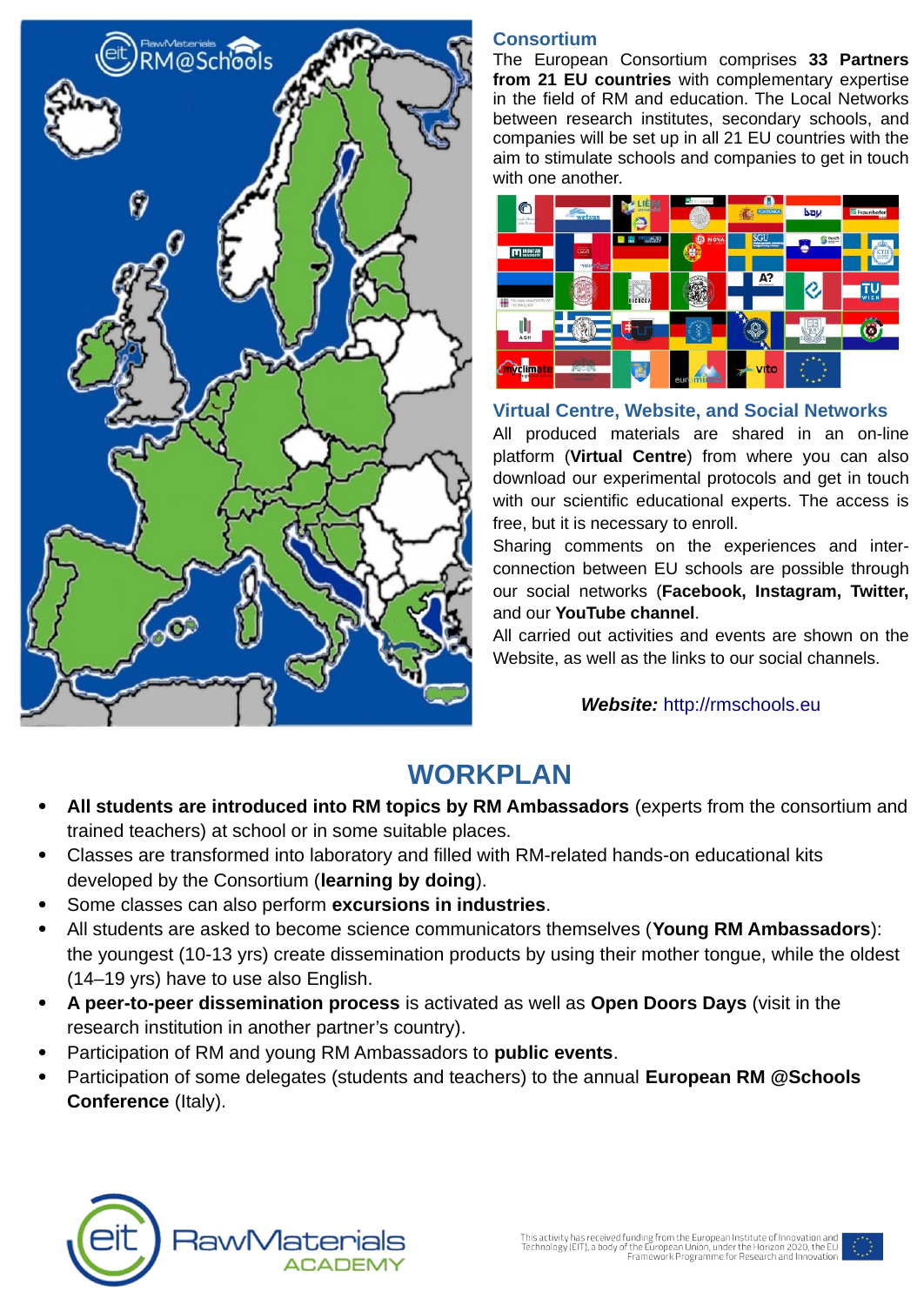## Consortium

The European Consortium comprises **33 Partners from 21 EU countries** with complementary expertise in the field of RM and education. The Local Networks between research institutes, secondary schools, and companies will be set up in all 21 EU countries with the aim to stimulate schools and companies to get in touch with one another.

## Virtual Centre, Website, and Social Networks

All produced materials are shared in an on-line platform (**Virtual Centre**) from where you can also download our experimental protocols and get in touch with our scientific educational experts. The access is free, but it is necessary to enroll.

Sharing comments on the experiences and inter-connection between EU schools are possible through our social networks (**Facebook, Instagram, Twitter,** and our **YouTube channel**.

All carried out activities and events are shown on the Website, as well as the links to our social channels.

***Website:*** http://rmschools.eu

# WORKPLAN

- **All students are introduced into RM topics by RM Ambassadors** (experts from the consortium and trained teachers) at school or in some suitable places.
- Classes are transformed into laboratory and filled with RM-related hands-on educational kits developed by the Consortium (**learning by doing**).
- Some classes can also perform **excursions in industries**.
- All students are asked to become science communicators themselves (**Young RM Ambassadors**): the youngest (10-13 yrs) create dissemination products by using their mother tongue, while the oldest (14–19 yrs) have to use also English.
- **A peer-to-peer dissemination process** is activated as well as **Open Doors Days** (visit in the research institution in another partner's country).
- Participation of RM and young RM Ambassadors to **public events**.
- Participation of some delegates (students and teachers) to the annual **European RM @Schools Conference** (Italy).

This activity has received funding from the European Institute of Innovation and Technology (EIT), a body of the European Union, under the Horizon 2020, the EU Framework Programme for Research and Innovation